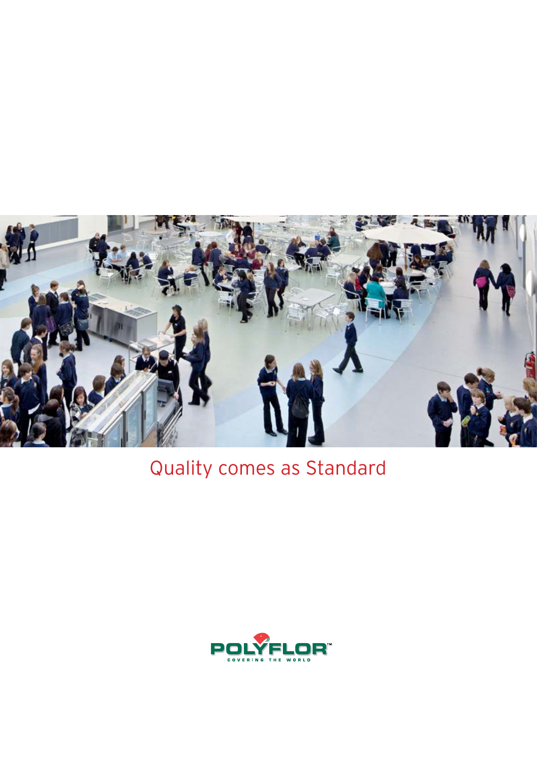# Quality comes as Standard

POLYFLOR™

COVERING THE WORLD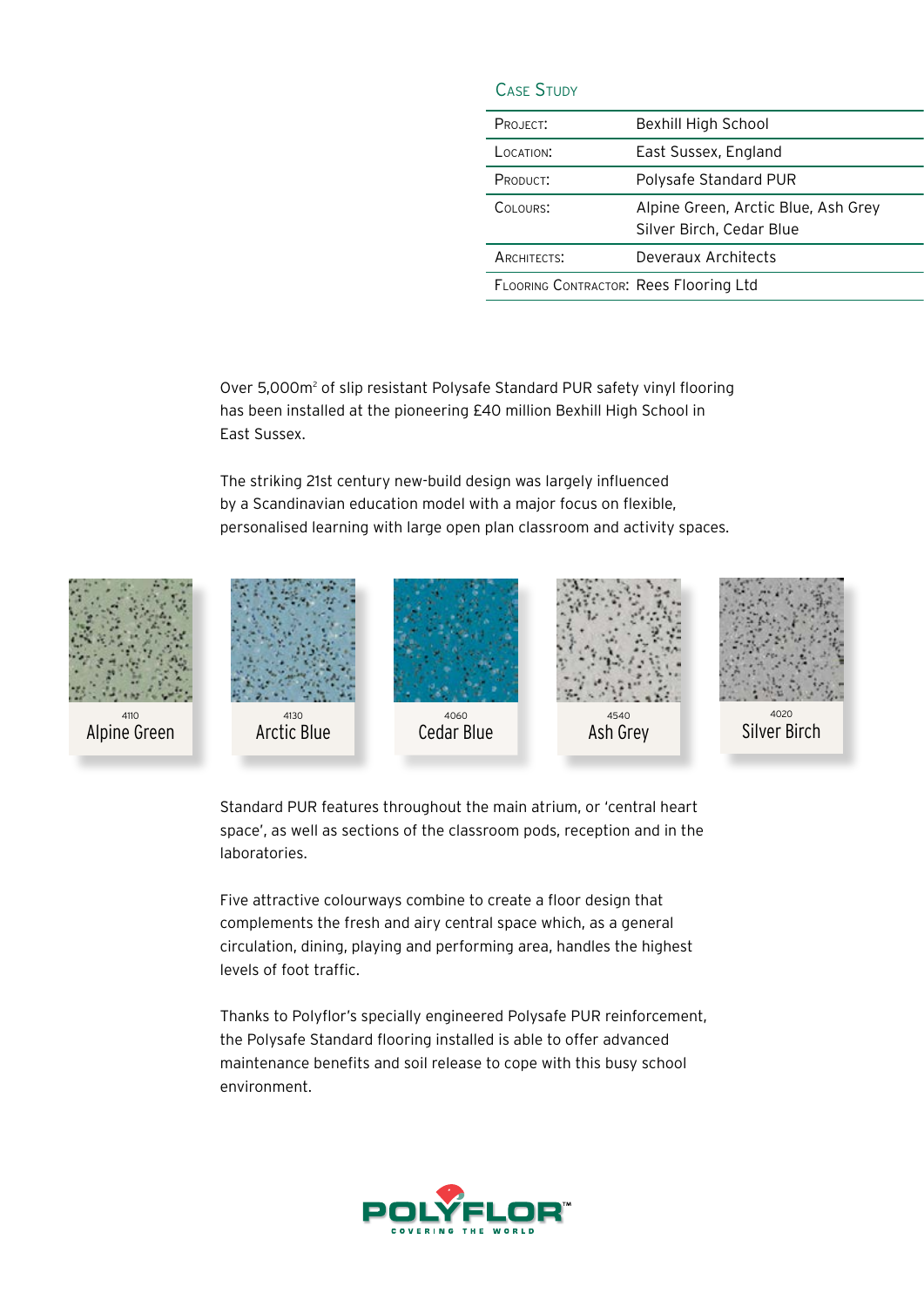## Case Study

| | |
|---|---|
| Project: | Bexhill High School |
| Location: | East Sussex, England |
| Product: | Polysafe Standard PUR |
| Colours: | Alpine Green, Arctic Blue, Ash Grey Silver Birch, Cedar Blue |
| Architects: | Deveraux Architects |
| Flooring Contractor: | Rees Flooring Ltd |

Over 5,000m² of slip resistant Polysafe Standard PUR safety vinyl flooring has been installed at the pioneering £40 million Bexhill High School in East Sussex.

The striking 21st century new-build design was largely influenced by a Scandinavian education model with a major focus on flexible, personalised learning with large open plan classroom and activity spaces.

4110 Alpine Green

4130 Arctic Blue

4060 Cedar Blue

4540 Ash Grey

4020 Silver Birch

Standard PUR features throughout the main atrium, or 'central heart space', as well as sections of the classroom pods, reception and in the laboratories.

Five attractive colourways combine to create a floor design that complements the fresh and airy central space which, as a general circulation, dining, playing and performing area, handles the highest levels of foot traffic.

Thanks to Polyflor's specially engineered Polysafe PUR reinforcement, the Polysafe Standard flooring installed is able to offer advanced maintenance benefits and soil release to cope with this busy school environment.

POLYFLOR™ COVERING THE WORLD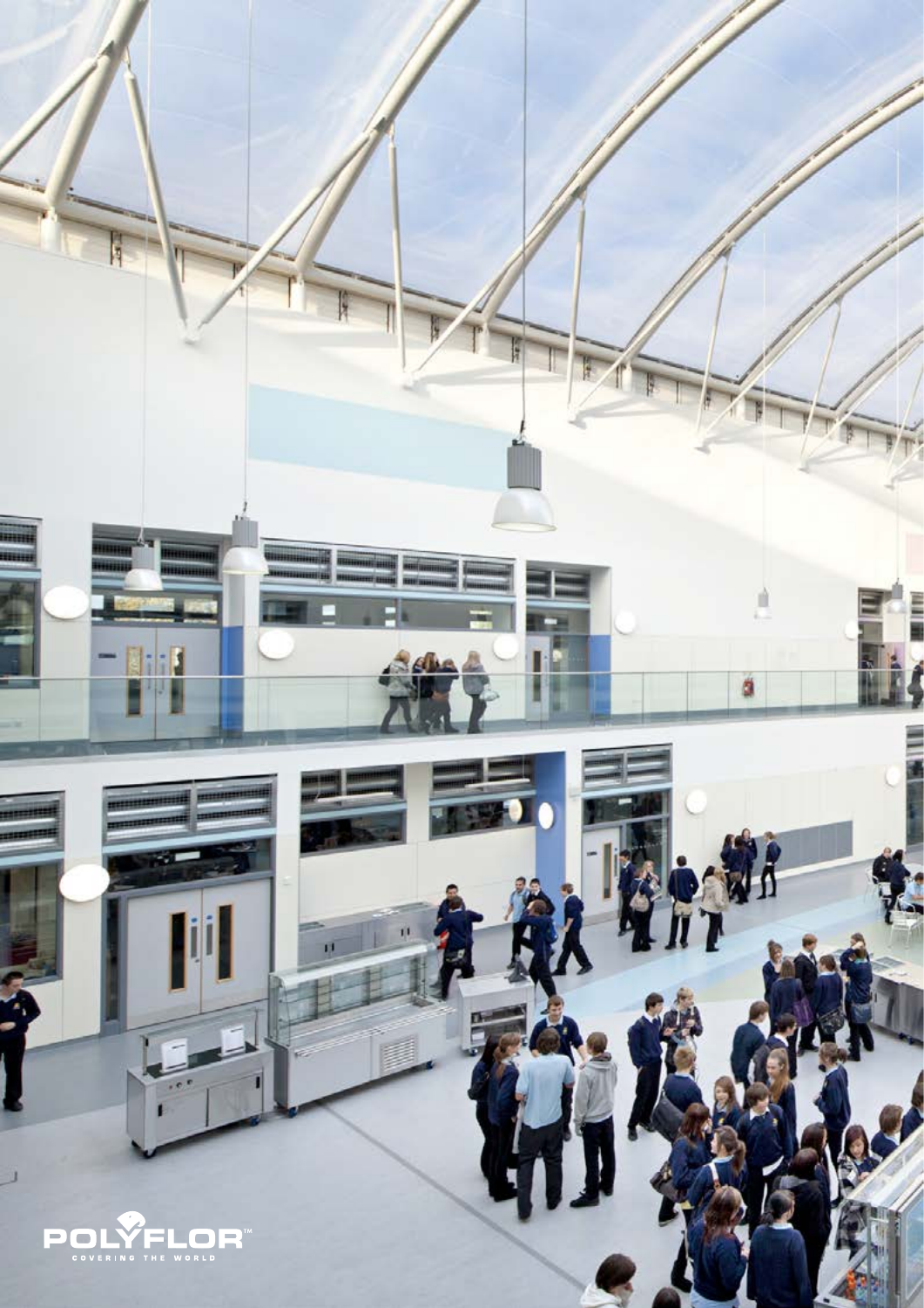POLYFLOR™

COVERING THE WORLD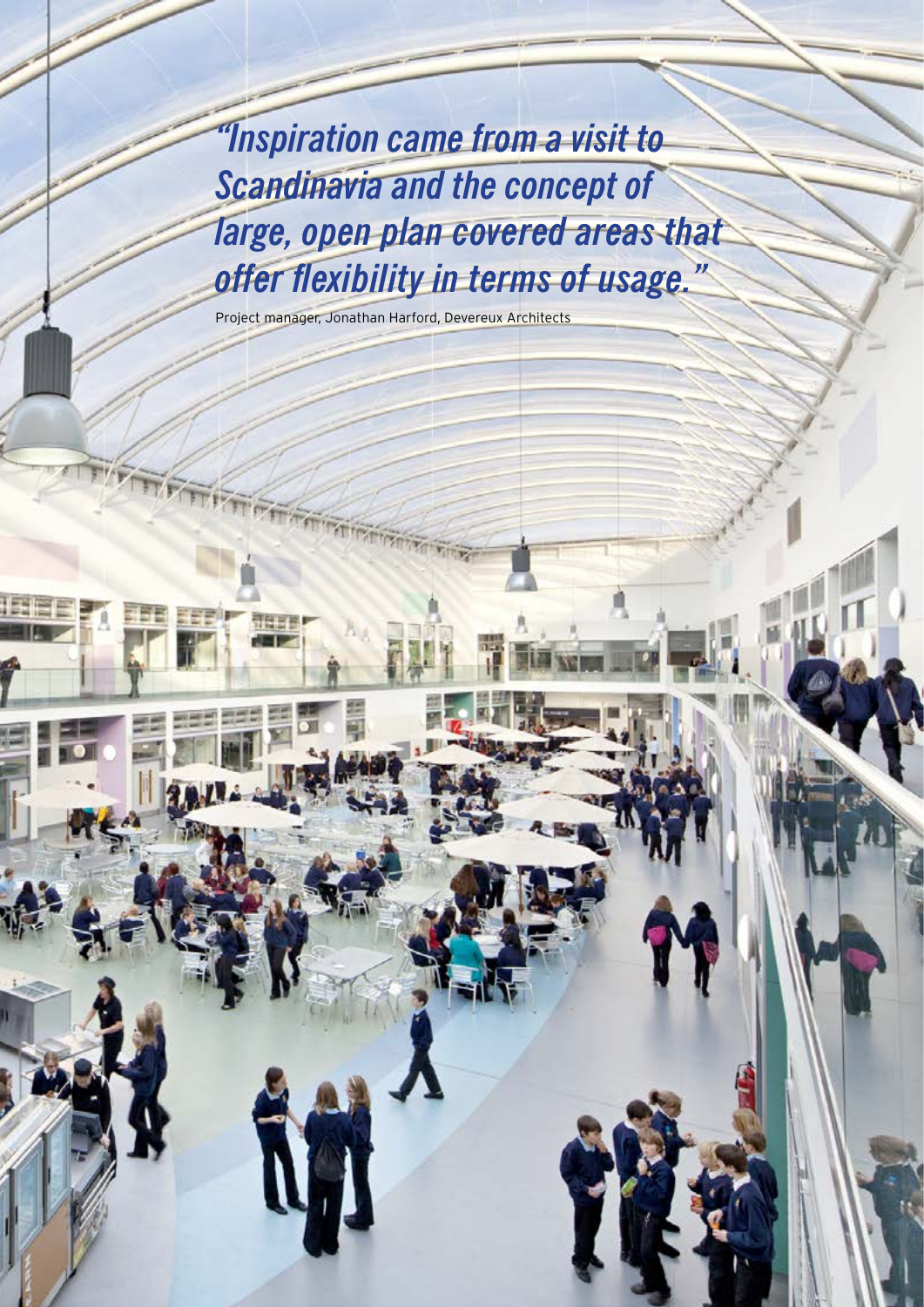*"Inspiration came from a visit to Scandinavia and the concept of large, open plan covered areas that offer flexibility in terms of usage."*

Project manager, Jonathan Harford, Devereux Architects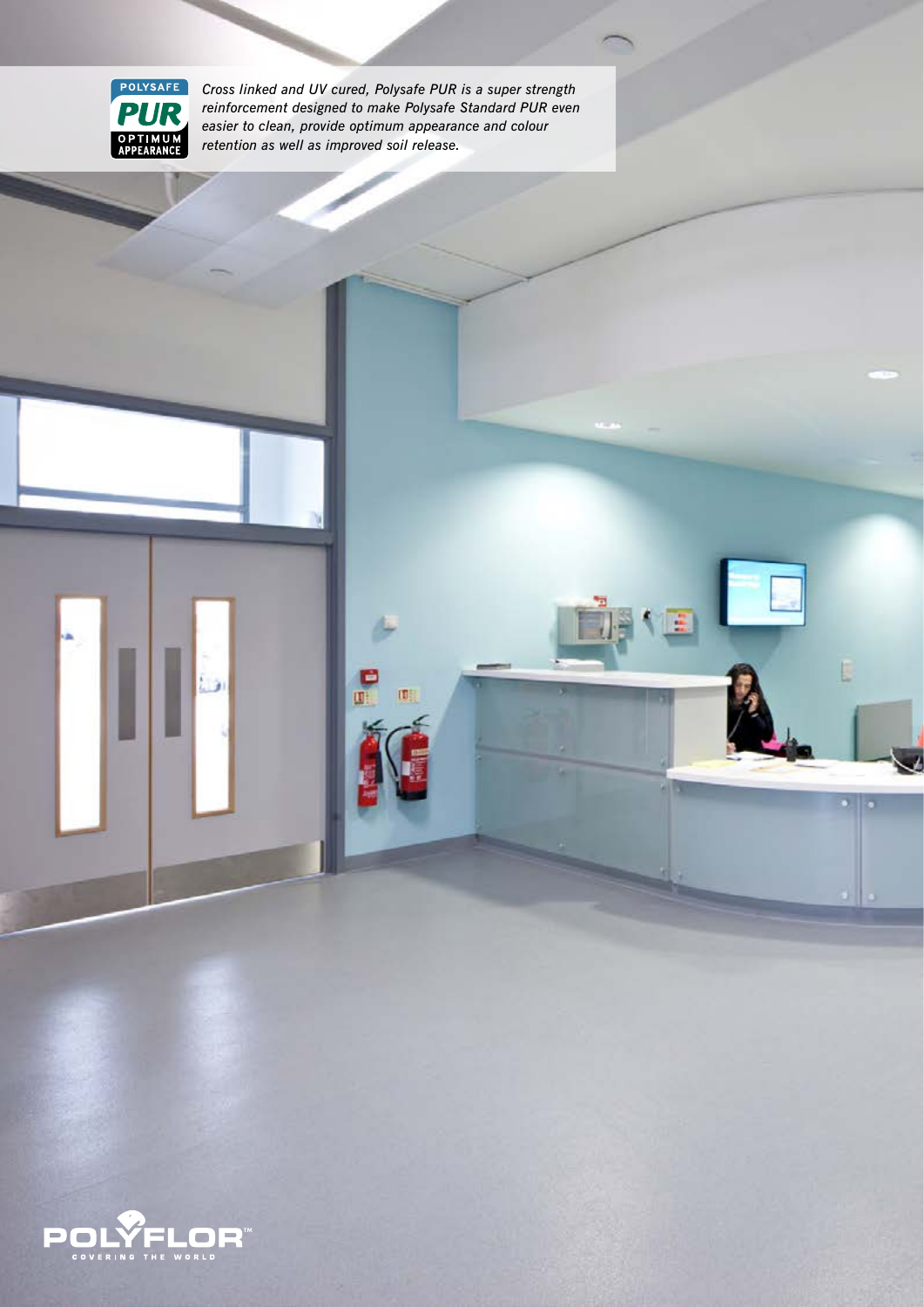POLYSAFE PUR OPTIMUM APPEARANCE

*Cross linked and UV cured, Polysafe PUR is a super strength reinforcement designed to make Polysafe Standard PUR even easier to clean, provide optimum appearance and colour retention as well as improved soil release.*

POLYFLOR™ COVERING THE WORLD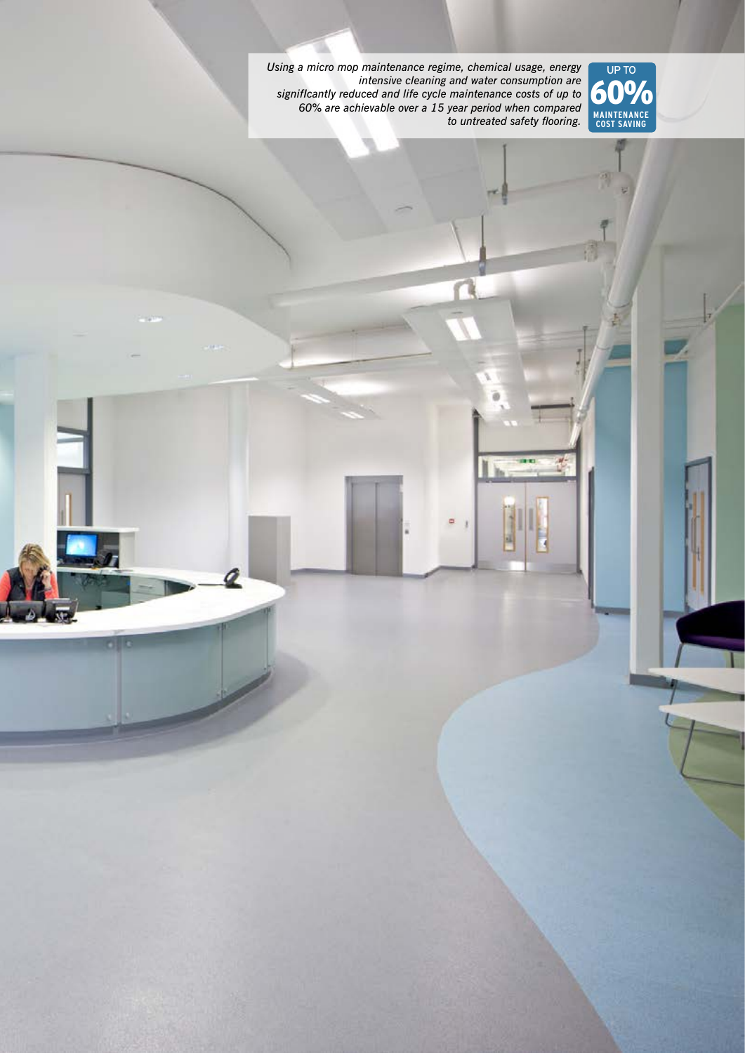*Using a micro mop maintenance regime, chemical usage, energy intensive cleaning and water consumption are significantly reduced and life cycle maintenance costs of up to 60% are achievable over a 15 year period when compared to untreated safety flooring.*

**UP TO 60% MAINTENANCE COST SAVING**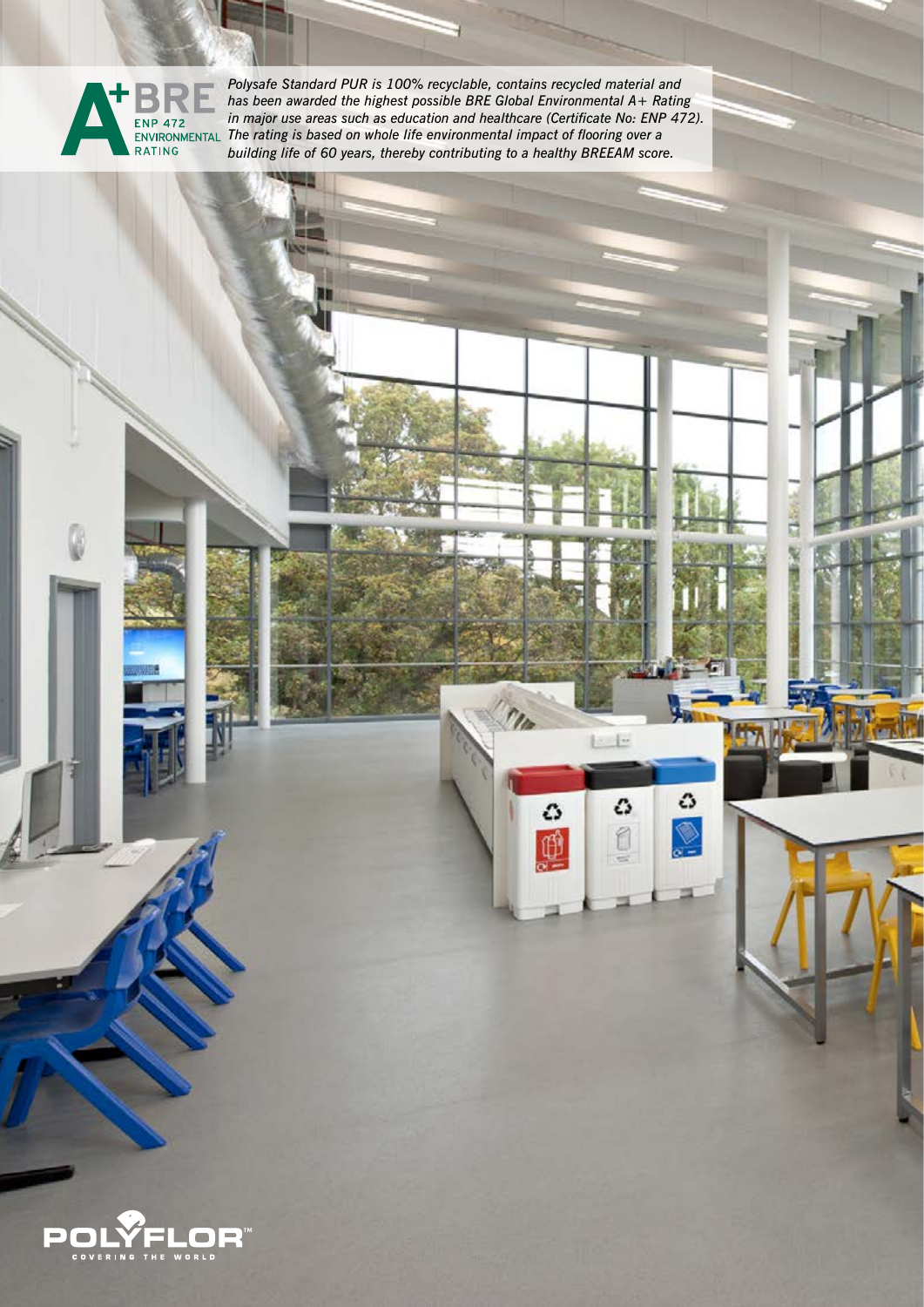A+ BRE ENP 472 ENVIRONMENTAL RATING

*Polysafe Standard PUR is 100% recyclable, contains recycled material and has been awarded the highest possible BRE Global Environmental A+ Rating in major use areas such as education and healthcare (Certificate No: ENP 472). The rating is based on whole life environmental impact of flooring over a building life of 60 years, thereby contributing to a healthy BREEAM score.*

POLYFLOR™ COVERING THE WORLD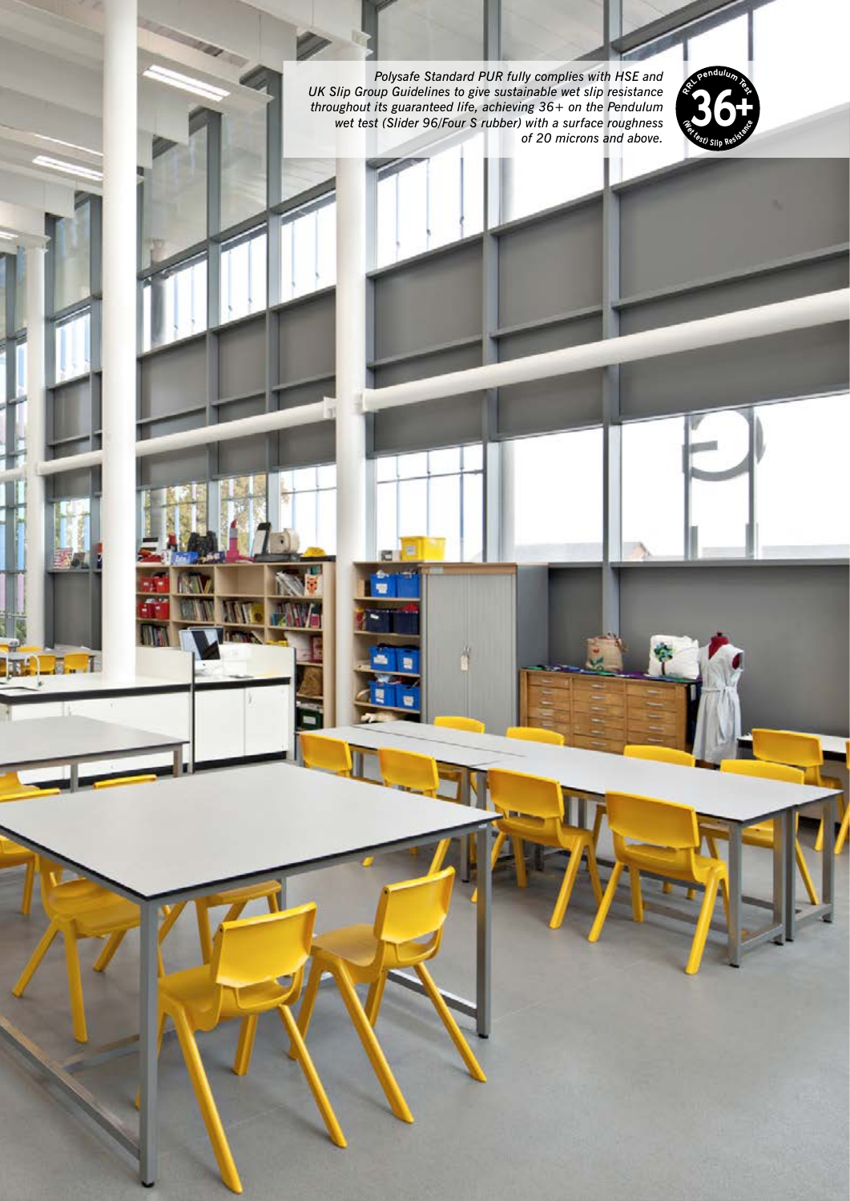*Polysafe Standard PUR fully complies with HSE and UK Slip Group Guidelines to give sustainable wet slip resistance throughout its guaranteed life, achieving 36+ on the Pendulum wet test (Slider 96/Four S rubber) with a surface roughness of 20 microns and above.*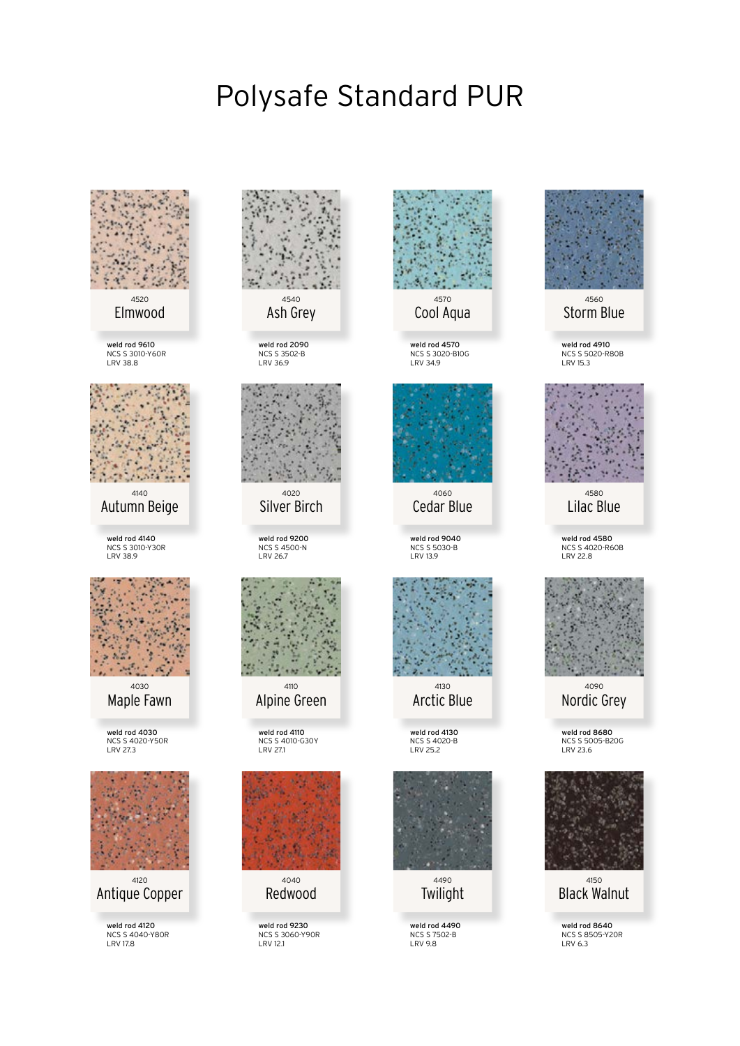# Polysafe Standard PUR

4520
**Elmwood**

**weld rod 9610**
NCS S 3010-Y60R
LRV 38.8

4540
**Ash Grey**

**weld rod 2090**
NCS S 3502-B
LRV 36.9

4570
**Cool Aqua**

**weld rod 4570**
NCS S 3020-B10G
LRV 34.9

4560
**Storm Blue**

**weld rod 4910**
NCS S 5020-R80B
LRV 15.3

4140
**Autumn Beige**

**weld rod 4140**
NCS S 3010-Y30R
LRV 38.9

4020
**Silver Birch**

**weld rod 9200**
NCS S 4500-N
LRV 26.7

4060
**Cedar Blue**

**weld rod 9040**
NCS S 5030-B
LRV 13.9

4580
**Lilac Blue**

**weld rod 4580**
NCS S 4020-R60B
LRV 22.8

4030
**Maple Fawn**

**weld rod 4030**
NCS S 4020-Y50R
LRV 27.3

4110
**Alpine Green**

**weld rod 4110**
NCS S 4010-G30Y
LRV 27.1

4130
**Arctic Blue**

**weld rod 4130**
NCS S 4020-B
LRV 25.2

4090
**Nordic Grey**

**weld rod 8680**
NCS S 5005-B20G
LRV 23.6

4120
**Antique Copper**

**weld rod 4120**
NCS S 4040-Y80R
LRV 17.8

4040
**Redwood**

**weld rod 9230**
NCS S 3060-Y90R
LRV 12.1

4490
**Twilight**

**weld rod 4490**
NCS S 7502-B
LRV 9.8

4150
**Black Walnut**

**weld rod 8640**
NCS S 8505-Y20R
LRV 6.3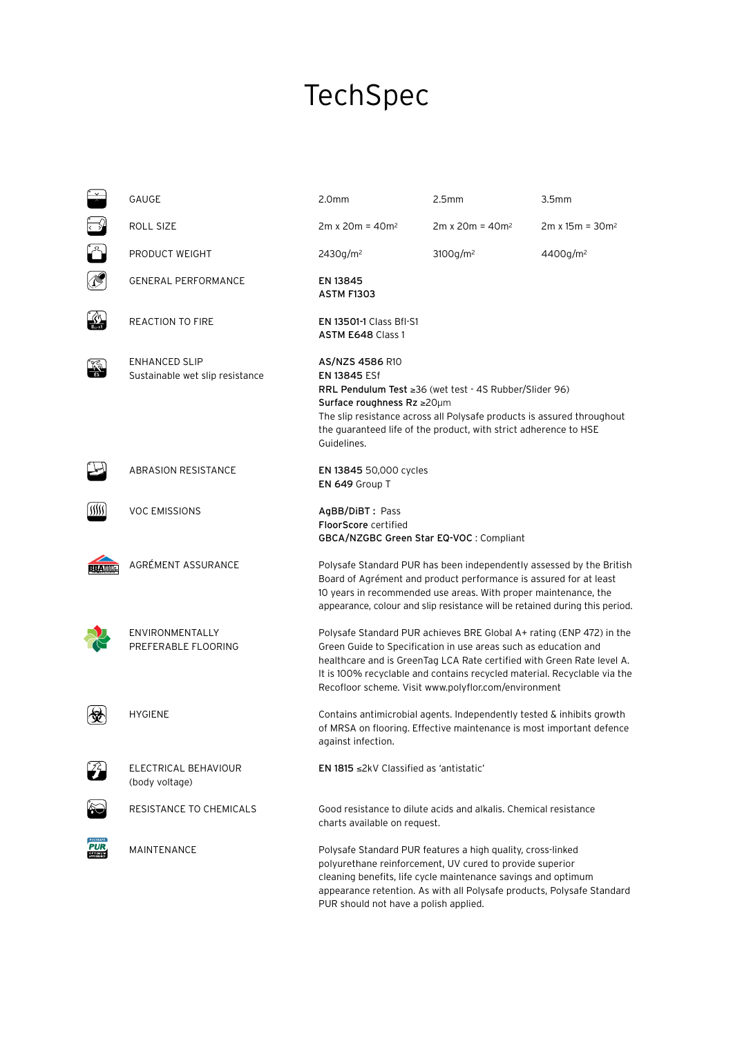# TechSpec

| | | | |
|---|---|---|---|
| GAUGE | 2.0mm | 2.5mm | 3.5mm |
| ROLL SIZE | 2m x 20m = 40m² | 2m x 20m = 40m² | 2m x 15m = 30m² |
| PRODUCT WEIGHT | 2430g/m² | 3100g/m² | 4400g/m² |
| GENERAL PERFORMANCE | **EN 13845**<br>**ASTM F1303** | | |
| REACTION TO FIRE | **EN 13501-1** Class Bfl-S1<br>**ASTM E648** Class 1 | | |
| ENHANCED SLIP<br>Sustainable wet slip resistance | **AS/NZS 4586** R10<br>**EN 13845** ESf<br>**RRL Pendulum Test** ≥36 (wet test - 4S Rubber/Slider 96)<br>**Surface roughness Rz** ≥20μm<br>The slip resistance across all Polysafe products is assured throughout the guaranteed life of the product, with strict adherence to HSE Guidelines. | | |
| ABRASION RESISTANCE | **EN 13845** 50,000 cycles<br>**EN 649** Group T | | |
| VOC EMISSIONS | **AgBB/DiBT :** Pass<br>**FloorScore** certified<br>**GBCA/NZGBC Green Star EQ-VOC** : Compliant | | |
| AGRÉMENT ASSURANCE | Polysafe Standard PUR has been independently assessed by the British Board of Agrément and product performance is assured for at least 10 years in recommended use areas. With proper maintenance, the appearance, colour and slip resistance will be retained during this period. | | |
| ENVIRONMENTALLY PREFERABLE FLOORING | Polysafe Standard PUR achieves BRE Global A+ rating (ENP 472) in the Green Guide to Specification in use areas such as education and healthcare and is GreenTag LCA Rate certified with Green Rate level A. It is 100% recyclable and contains recycled material. Recyclable via the Recofloor scheme. Visit www.polyflor.com/environment | | |
| HYGIENE | Contains antimicrobial agents. Independently tested & inhibits growth of MRSA on flooring. Effective maintenance is most important defence against infection. | | |
| ELECTRICAL BEHAVIOUR<br>(body voltage) | **EN 1815** ≤2kV Classified as 'antistatic' | | |
| RESISTANCE TO CHEMICALS | Good resistance to dilute acids and alkalis. Chemical resistance charts available on request. | | |
| MAINTENANCE | Polysafe Standard PUR features a high quality, cross-linked polyurethane reinforcement, UV cured to provide superior cleaning benefits, life cycle maintenance savings and optimum appearance retention. As with all Polysafe products, Polysafe Standard PUR should not have a polish applied. | | |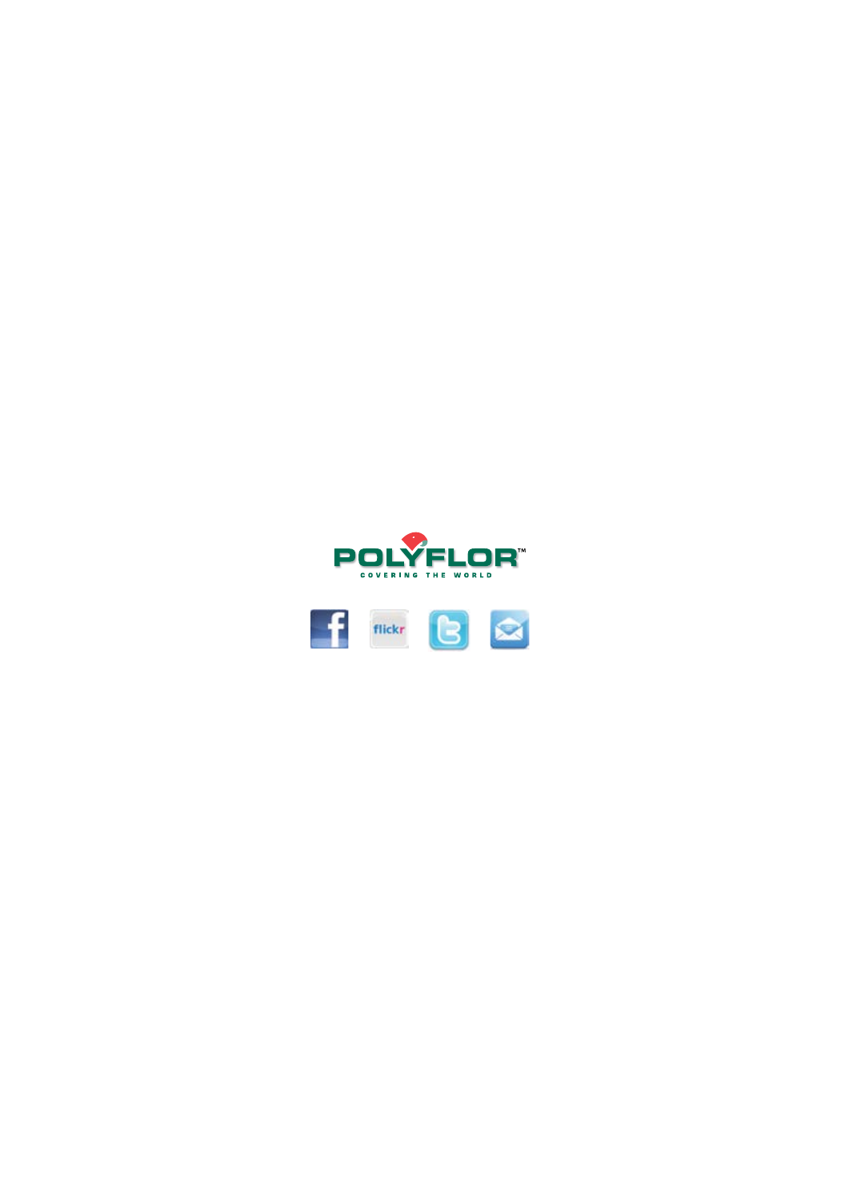POLYFLOR™

COVERING THE WORLD